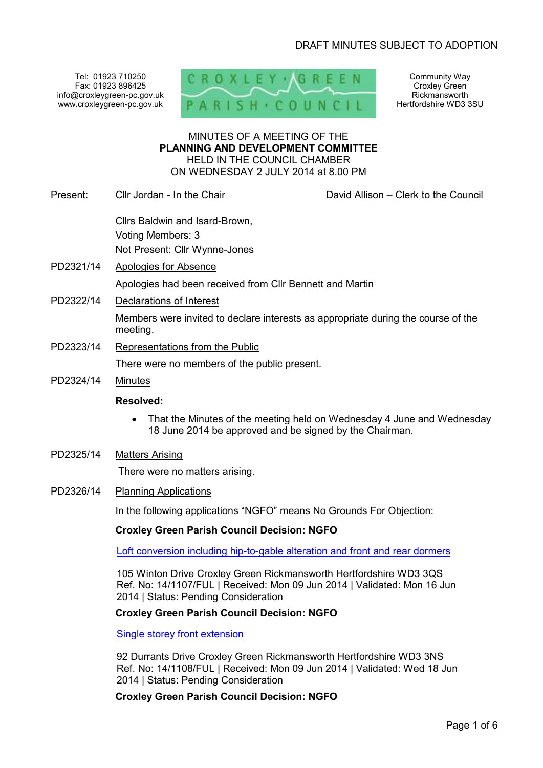DRAFT MINUTES SUBJECT TO ADOPTION

Tel: 01923 710250
Fax: 01923 896425
info@croxleygreen-pc.gov.uk
www.croxleygreen-pc.gov.uk

CROXLEY GREEN PARISH COUNCIL

Community Way
Croxley Green
Rickmansworth
Hertfordshire WD3 3SU

MINUTES OF A MEETING OF THE
**PLANNING AND DEVELOPMENT COMMITTEE**
HELD IN THE COUNCIL CHAMBER
ON WEDNESDAY 2 JULY 2014 at 8.00 PM

Present: Cllr Jordan - In the Chair — David Allison – Clerk to the Council

Cllrs Baldwin and Isard-Brown,
Voting Members: 3
Not Present: Cllr Wynne-Jones

PD2321/14 Apologies for Absence

Apologies had been received from Cllr Bennett and Martin

PD2322/14 Declarations of Interest

Members were invited to declare interests as appropriate during the course of the meeting.

PD2323/14 Representations from the Public

There were no members of the public present.

PD2324/14 Minutes

**Resolved:**

- That the Minutes of the meeting held on Wednesday 4 June and Wednesday 18 June 2014 be approved and be signed by the Chairman.

PD2325/14 Matters Arising

There were no matters arising.

PD2326/14 Planning Applications

In the following applications "NGFO" means No Grounds For Objection:

**Croxley Green Parish Council Decision: NGFO**

Loft conversion including hip-to-gable alteration and front and rear dormers

105 Winton Drive Croxley Green Rickmansworth Hertfordshire WD3 3QS
Ref. No: 14/1107/FUL | Received: Mon 09 Jun 2014 | Validated: Mon 16 Jun 2014 | Status: Pending Consideration

**Croxley Green Parish Council Decision: NGFO**

Single storey front extension

92 Durrants Drive Croxley Green Rickmansworth Hertfordshire WD3 3NS
Ref. No: 14/1108/FUL | Received: Mon 09 Jun 2014 | Validated: Wed 18 Jun 2014 | Status: Pending Consideration

**Croxley Green Parish Council Decision: NGFO**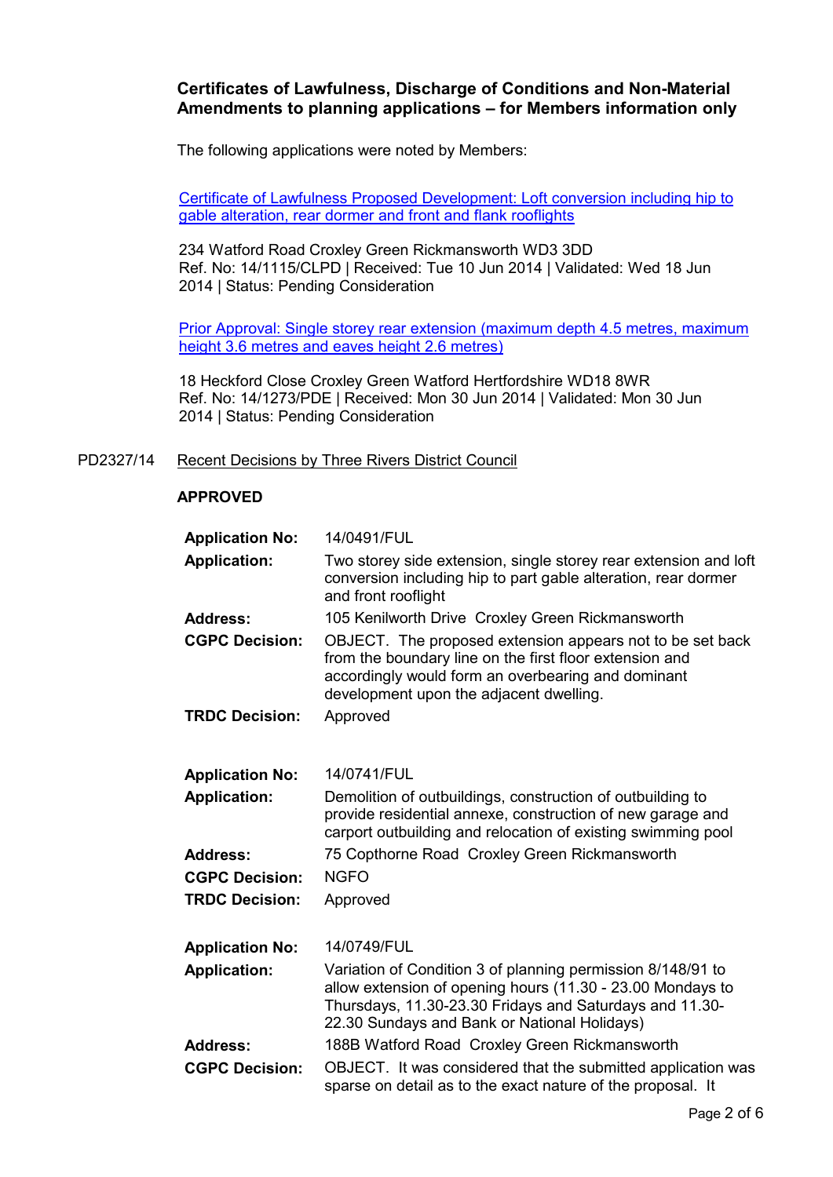### Certificates of Lawfulness, Discharge of Conditions and Non-Material Amendments to planning applications – for Members information only

The following applications were noted by Members:

Certificate of Lawfulness Proposed Development: Loft conversion including hip to gable alteration, rear dormer and front and flank rooflights

234 Watford Road Croxley Green Rickmansworth WD3 3DD
Ref. No: 14/1115/CLPD | Received: Tue 10 Jun 2014 | Validated: Wed 18 Jun 2014 | Status: Pending Consideration

Prior Approval: Single storey rear extension (maximum depth 4.5 metres, maximum height 3.6 metres and eaves height 2.6 metres)

18 Heckford Close Croxley Green Watford Hertfordshire WD18 8WR
Ref. No: 14/1273/PDE | Received: Mon 30 Jun 2014 | Validated: Mon 30 Jun 2014 | Status: Pending Consideration

PD2327/14 Recent Decisions by Three Rivers District Council

**APPROVED**

| | |
|---|---|
| **Application No:** | 14/0491/FUL |
| **Application:** | Two storey side extension, single storey rear extension and loft conversion including hip to part gable alteration, rear dormer and front rooflight |
| **Address:** | 105 Kenilworth Drive Croxley Green Rickmansworth |
| **CGPC Decision:** | OBJECT. The proposed extension appears not to be set back from the boundary line on the first floor extension and accordingly would form an overbearing and dominant development upon the adjacent dwelling. |
| **TRDC Decision:** | Approved |

| | |
|---|---|
| **Application No:** | 14/0741/FUL |
| **Application:** | Demolition of outbuildings, construction of outbuilding to provide residential annexe, construction of new garage and carport outbuilding and relocation of existing swimming pool |
| **Address:** | 75 Copthorne Road Croxley Green Rickmansworth |
| **CGPC Decision:** | NGFO |
| **TRDC Decision:** | Approved |

| | |
|---|---|
| **Application No:** | 14/0749/FUL |
| **Application:** | Variation of Condition 3 of planning permission 8/148/91 to allow extension of opening hours (11.30 - 23.00 Mondays to Thursdays, 11.30-23.30 Fridays and Saturdays and 11.30-22.30 Sundays and Bank or National Holidays) |
| **Address:** | 188B Watford Road Croxley Green Rickmansworth |
| **CGPC Decision:** | OBJECT. It was considered that the submitted application was sparse on detail as to the exact nature of the proposal. It |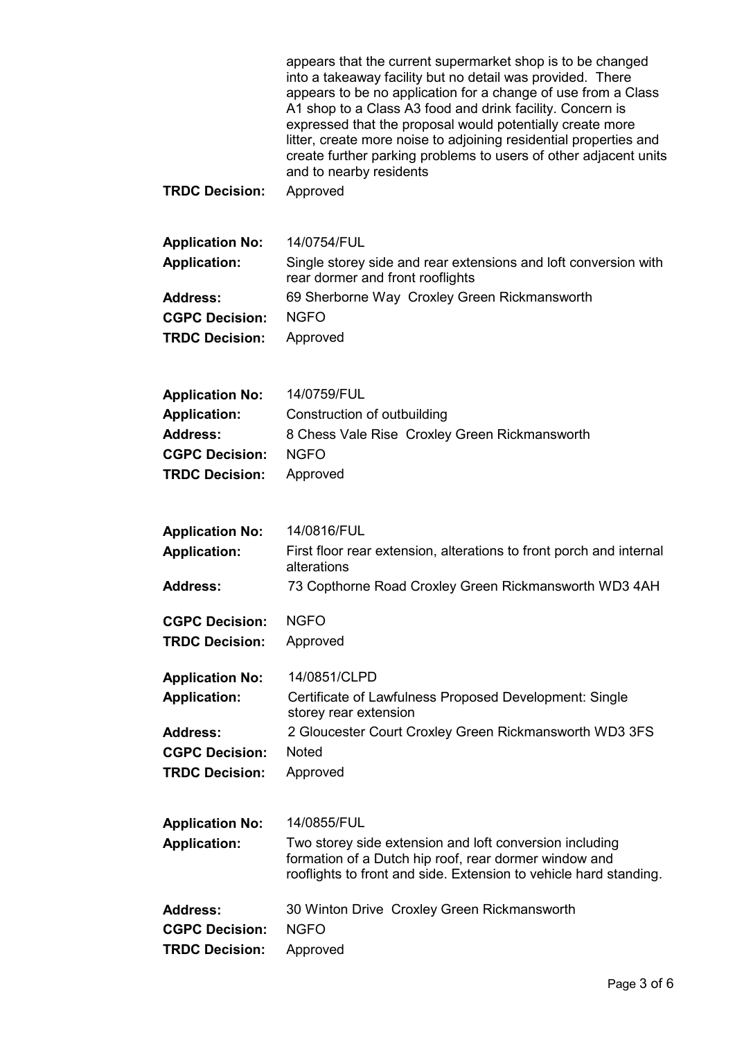appears that the current supermarket shop is to be changed into a takeaway facility but no detail was provided. There appears to be no application for a change of use from a Class A1 shop to a Class A3 food and drink facility. Concern is expressed that the proposal would potentially create more litter, create more noise to adjoining residential properties and create further parking problems to users of other adjacent units and to nearby residents

**TRDC Decision:** Approved

**Application No:** 14/0754/FUL
**Application:** Single storey side and rear extensions and loft conversion with rear dormer and front rooflights
**Address:** 69 Sherborne Way Croxley Green Rickmansworth
**CGPC Decision:** NGFO
**TRDC Decision:** Approved

**Application No:** 14/0759/FUL
**Application:** Construction of outbuilding
**Address:** 8 Chess Vale Rise Croxley Green Rickmansworth
**CGPC Decision:** NGFO
**TRDC Decision:** Approved

**Application No:** 14/0816/FUL
**Application:** First floor rear extension, alterations to front porch and internal alterations
**Address:** 73 Copthorne Road Croxley Green Rickmansworth WD3 4AH
**CGPC Decision:** NGFO
**TRDC Decision:** Approved

**Application No:** 14/0851/CLPD
**Application:** Certificate of Lawfulness Proposed Development: Single storey rear extension
**Address:** 2 Gloucester Court Croxley Green Rickmansworth WD3 3FS
**CGPC Decision:** Noted
**TRDC Decision:** Approved

**Application No:** 14/0855/FUL
**Application:** Two storey side extension and loft conversion including formation of a Dutch hip roof, rear dormer window and rooflights to front and side. Extension to vehicle hard standing.
**Address:** 30 Winton Drive Croxley Green Rickmansworth
**CGPC Decision:** NGFO
**TRDC Decision:** Approved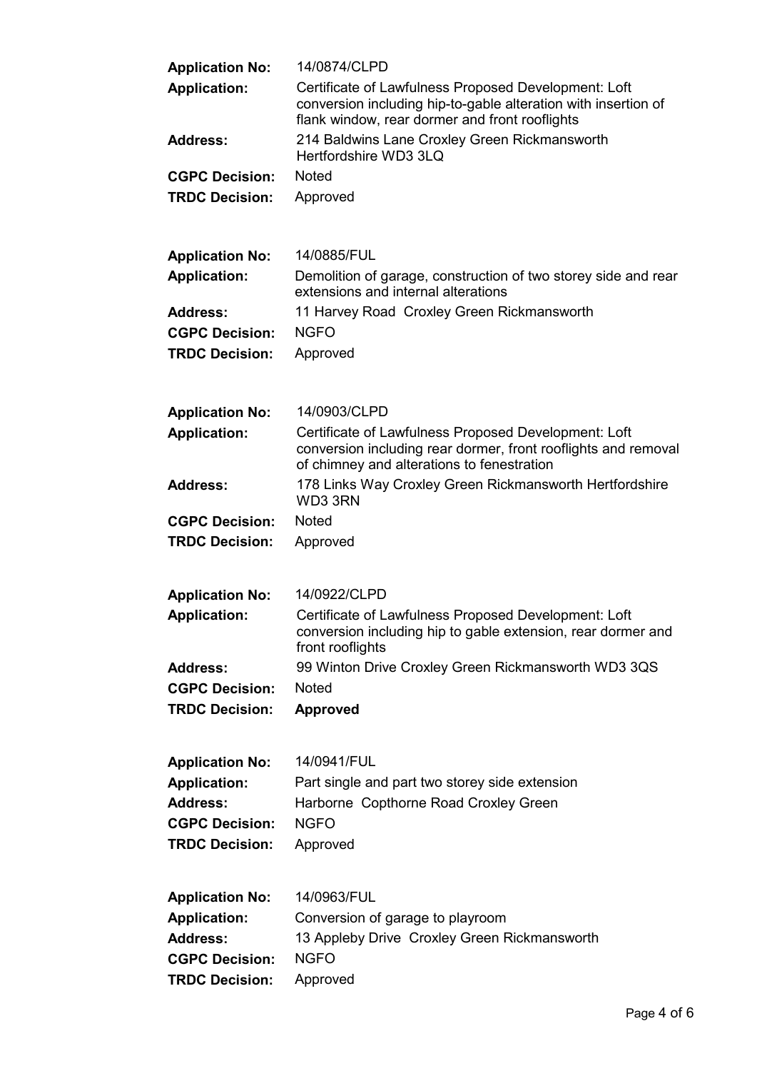| | |
|---|---|
| **Application No:** | 14/0874/CLPD |
| **Application:** | Certificate of Lawfulness Proposed Development: Loft conversion including hip-to-gable alteration with insertion of flank window, rear dormer and front rooflights |
| **Address:** | 214 Baldwins Lane Croxley Green Rickmansworth Hertfordshire WD3 3LQ |
| **CGPC Decision:** | Noted |
| **TRDC Decision:** | Approved |

| | |
|---|---|
| **Application No:** | 14/0885/FUL |
| **Application:** | Demolition of garage, construction of two storey side and rear extensions and internal alterations |
| **Address:** | 11 Harvey Road Croxley Green Rickmansworth |
| **CGPC Decision:** | NGFO |
| **TRDC Decision:** | Approved |

| | |
|---|---|
| **Application No:** | 14/0903/CLPD |
| **Application:** | Certificate of Lawfulness Proposed Development: Loft conversion including rear dormer, front rooflights and removal of chimney and alterations to fenestration |
| **Address:** | 178 Links Way Croxley Green Rickmansworth Hertfordshire WD3 3RN |
| **CGPC Decision:** | Noted |
| **TRDC Decision:** | Approved |

| | |
|---|---|
| **Application No:** | 14/0922/CLPD |
| **Application:** | Certificate of Lawfulness Proposed Development: Loft conversion including hip to gable extension, rear dormer and front rooflights |
| **Address:** | 99 Winton Drive Croxley Green Rickmansworth WD3 3QS |
| **CGPC Decision:** | Noted |
| **TRDC Decision:** | **Approved** |

| | |
|---|---|
| **Application No:** | 14/0941/FUL |
| **Application:** | Part single and part two storey side extension |
| **Address:** | Harborne Copthorne Road Croxley Green |
| **CGPC Decision:** | NGFO |
| **TRDC Decision:** | Approved |

| | |
|---|---|
| **Application No:** | 14/0963/FUL |
| **Application:** | Conversion of garage to playroom |
| **Address:** | 13 Appleby Drive Croxley Green Rickmansworth |
| **CGPC Decision:** | NGFO |
| **TRDC Decision:** | Approved |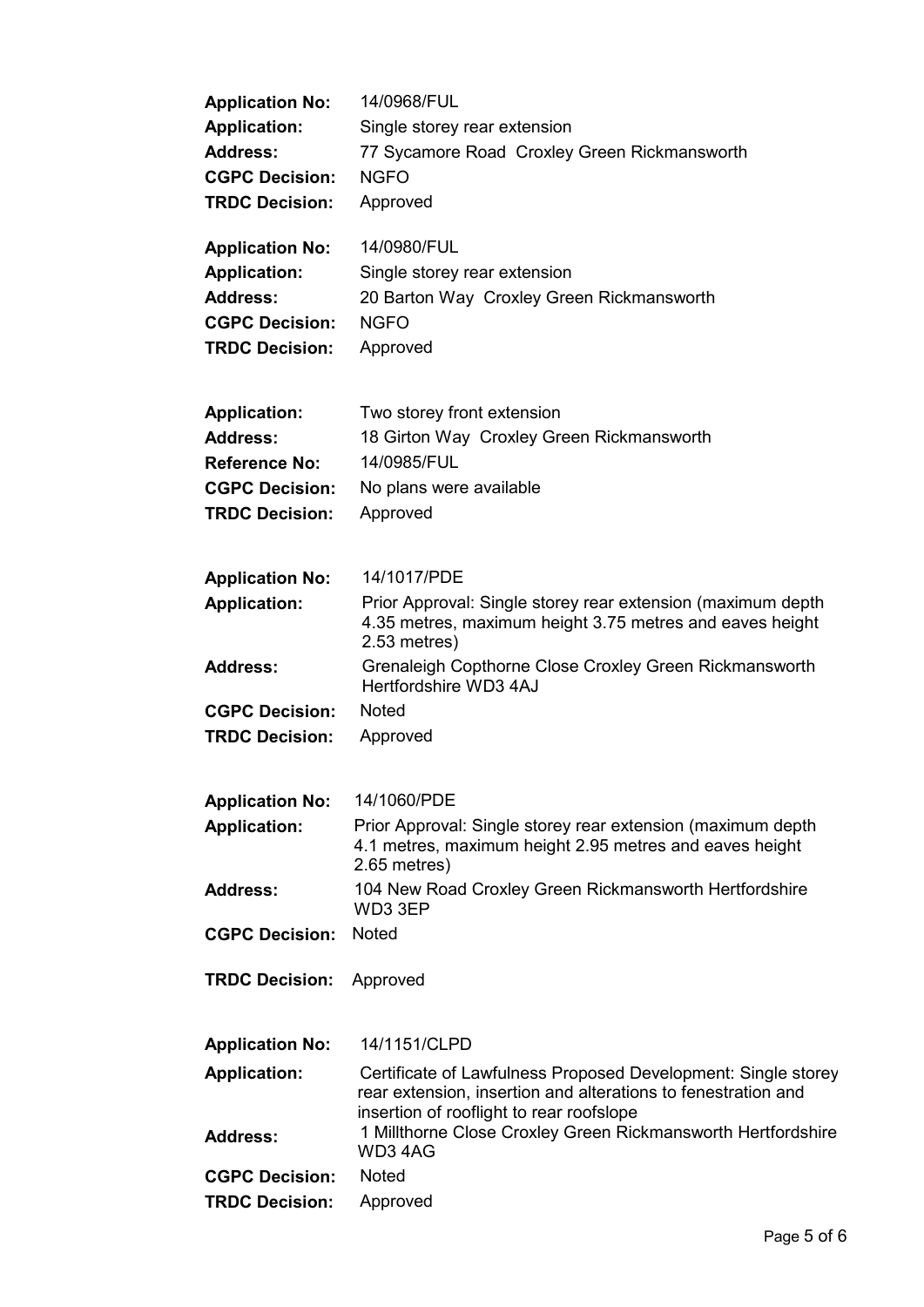**Application No:** 14/0968/FUL
**Application:** Single storey rear extension
**Address:** 77 Sycamore Road Croxley Green Rickmansworth
**CGPC Decision:** NGFO
**TRDC Decision:** Approved

**Application No:** 14/0980/FUL
**Application:** Single storey rear extension
**Address:** 20 Barton Way Croxley Green Rickmansworth
**CGPC Decision:** NGFO
**TRDC Decision:** Approved

**Application:** Two storey front extension
**Address:** 18 Girton Way Croxley Green Rickmansworth
**Reference No:** 14/0985/FUL
**CGPC Decision:** No plans were available
**TRDC Decision:** Approved

**Application No:** 14/1017/PDE
**Application:** Prior Approval: Single storey rear extension (maximum depth 4.35 metres, maximum height 3.75 metres and eaves height 2.53 metres)
**Address:** Grenaleigh Copthorne Close Croxley Green Rickmansworth Hertfordshire WD3 4AJ
**CGPC Decision:** Noted
**TRDC Decision:** Approved

**Application No:** 14/1060/PDE
**Application:** Prior Approval: Single storey rear extension (maximum depth 4.1 metres, maximum height 2.95 metres and eaves height 2.65 metres)
**Address:** 104 New Road Croxley Green Rickmansworth Hertfordshire WD3 3EP
**CGPC Decision:** Noted
**TRDC Decision:** Approved

**Application No:** 14/1151/CLPD
**Application:** Certificate of Lawfulness Proposed Development: Single storey rear extension, insertion and alterations to fenestration and insertion of rooflight to rear roofslope
**Address:** 1 Millthorne Close Croxley Green Rickmansworth Hertfordshire WD3 4AG
**CGPC Decision:** Noted
**TRDC Decision:** Approved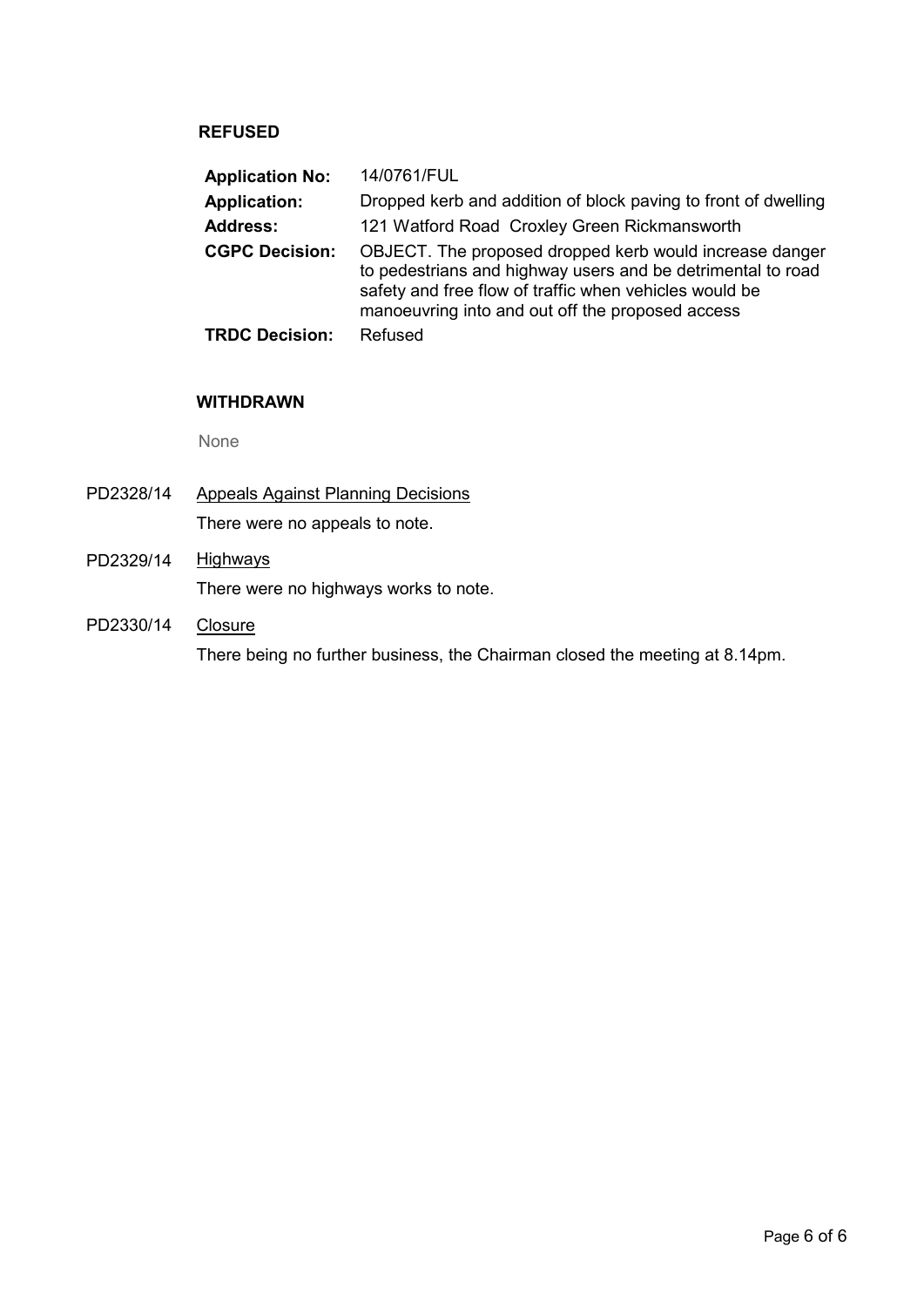**REFUSED**

| | |
|---|---|
| **Application No:** | 14/0761/FUL |
| **Application:** | Dropped kerb and addition of block paving to front of dwelling |
| **Address:** | 121 Watford Road Croxley Green Rickmansworth |
| **CGPC Decision:** | OBJECT. The proposed dropped kerb would increase danger to pedestrians and highway users and be detrimental to road safety and free flow of traffic when vehicles would be manoeuvring into and out off the proposed access |
| **TRDC Decision:** | Refused |

**WITHDRAWN**

None

PD2328/14 Appeals Against Planning Decisions

There were no appeals to note.

PD2329/14 Highways

There were no highways works to note.

PD2330/14 Closure

There being no further business, the Chairman closed the meeting at 8.14pm.